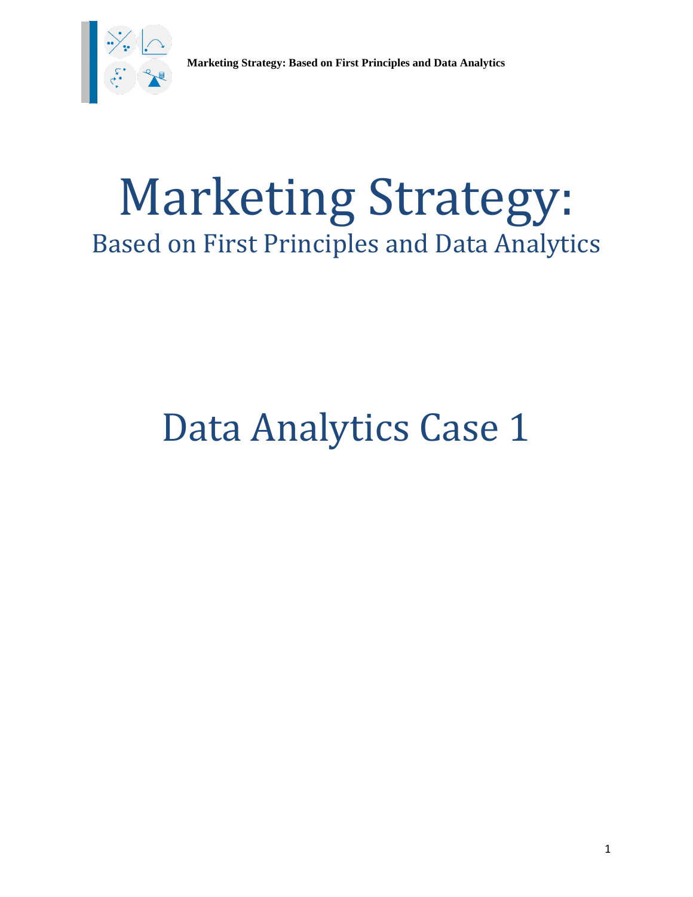# Marketing Strategy:

## Based on First Principles and Data Analytics

# Data Analytics Case 1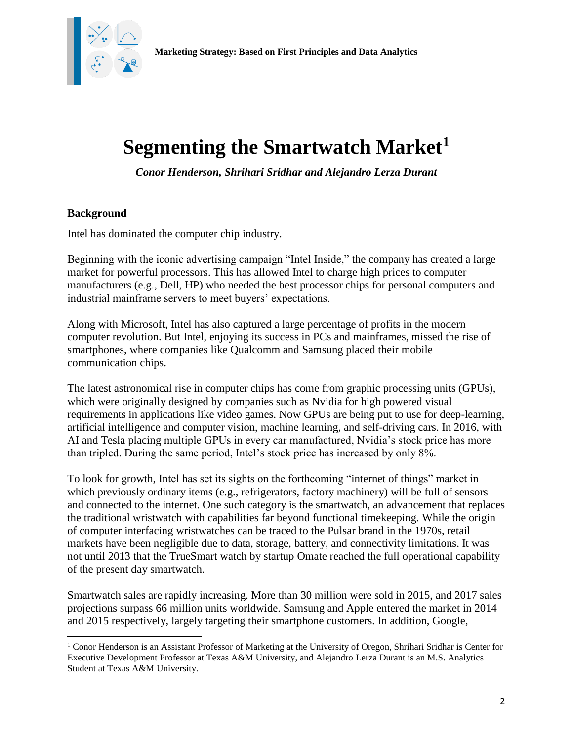# Segmenting the Smartwatch Market[1]

*Conor Henderson, Shrihari Sridhar and Alejandro Lerza Durant*

## Background

Intel has dominated the computer chip industry.

Beginning with the iconic advertising campaign "Intel Inside," the company has created a large market for powerful processors. This has allowed Intel to charge high prices to computer manufacturers (e.g., Dell, HP) who needed the best processor chips for personal computers and industrial mainframe servers to meet buyers' expectations.

Along with Microsoft, Intel has also captured a large percentage of profits in the modern computer revolution. But Intel, enjoying its success in PCs and mainframes, missed the rise of smartphones, where companies like Qualcomm and Samsung placed their mobile communication chips.

The latest astronomical rise in computer chips has come from graphic processing units (GPUs), which were originally designed by companies such as Nvidia for high powered visual requirements in applications like video games. Now GPUs are being put to use for deep-learning, artificial intelligence and computer vision, machine learning, and self-driving cars. In 2016, with AI and Tesla placing multiple GPUs in every car manufactured, Nvidia's stock price has more than tripled. During the same period, Intel's stock price has increased by only 8%.

To look for growth, Intel has set its sights on the forthcoming "internet of things" market in which previously ordinary items (e.g., refrigerators, factory machinery) will be full of sensors and connected to the internet. One such category is the smartwatch, an advancement that replaces the traditional wristwatch with capabilities far beyond functional timekeeping. While the origin of computer interfacing wristwatches can be traced to the Pulsar brand in the 1970s, retail markets have been negligible due to data, storage, battery, and connectivity limitations. It was not until 2013 that the TrueSmart watch by startup Omate reached the full operational capability of the present day smartwatch.

Smartwatch sales are rapidly increasing. More than 30 million were sold in 2015, and 2017 sales projections surpass 66 million units worldwide. Samsung and Apple entered the market in 2014 and 2015 respectively, largely targeting their smartphone customers. In addition, Google,

---

[1] Conor Henderson is an Assistant Professor of Marketing at the University of Oregon, Shrihari Sridhar is Center for Executive Development Professor at Texas A&M University, and Alejandro Lerza Durant is an M.S. Analytics Student at Texas A&M University.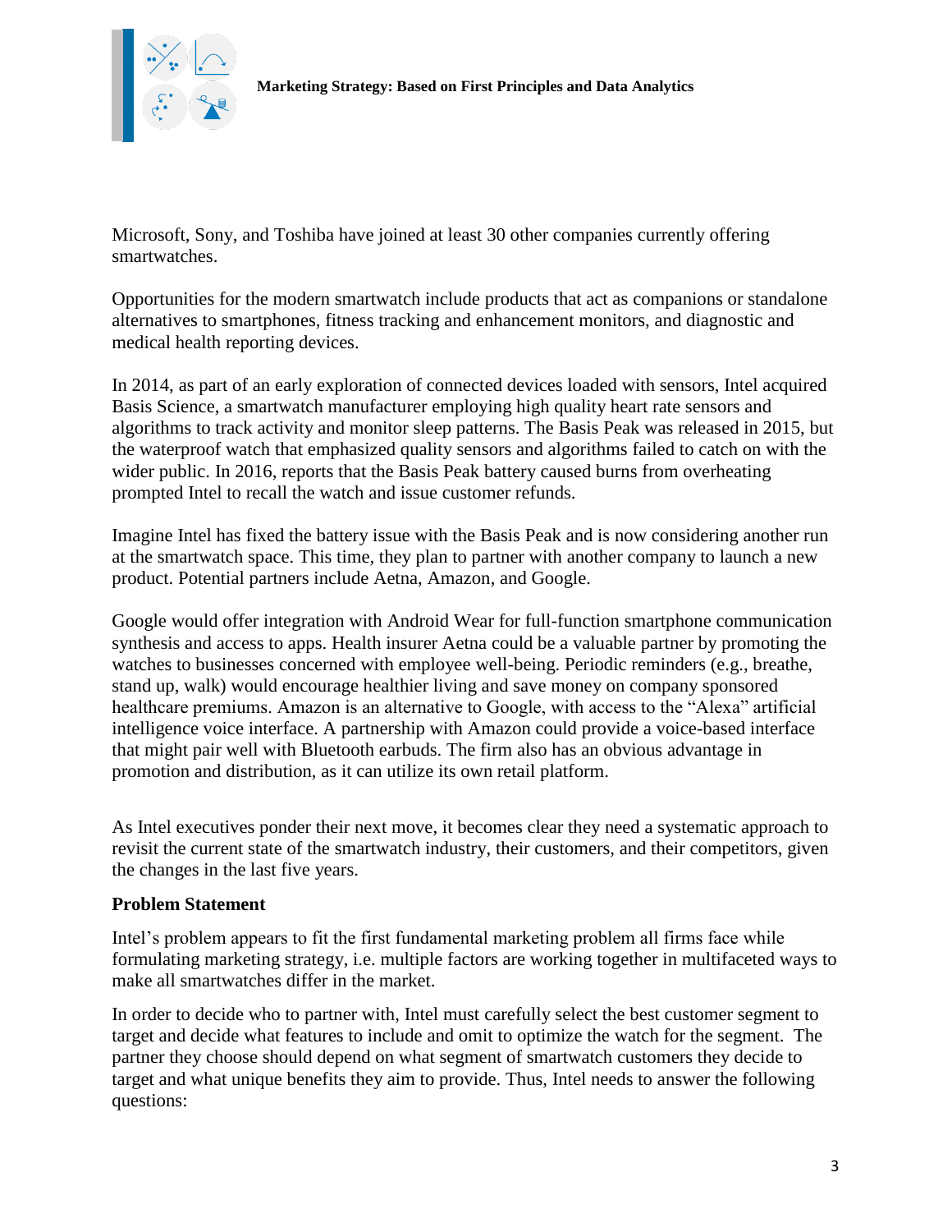Microsoft, Sony, and Toshiba have joined at least 30 other companies currently offering smartwatches.

Opportunities for the modern smartwatch include products that act as companions or standalone alternatives to smartphones, fitness tracking and enhancement monitors, and diagnostic and medical health reporting devices.

In 2014, as part of an early exploration of connected devices loaded with sensors, Intel acquired Basis Science, a smartwatch manufacturer employing high quality heart rate sensors and algorithms to track activity and monitor sleep patterns. The Basis Peak was released in 2015, but the waterproof watch that emphasized quality sensors and algorithms failed to catch on with the wider public. In 2016, reports that the Basis Peak battery caused burns from overheating prompted Intel to recall the watch and issue customer refunds.

Imagine Intel has fixed the battery issue with the Basis Peak and is now considering another run at the smartwatch space. This time, they plan to partner with another company to launch a new product. Potential partners include Aetna, Amazon, and Google.

Google would offer integration with Android Wear for full-function smartphone communication synthesis and access to apps. Health insurer Aetna could be a valuable partner by promoting the watches to businesses concerned with employee well-being. Periodic reminders (e.g., breathe, stand up, walk) would encourage healthier living and save money on company sponsored healthcare premiums. Amazon is an alternative to Google, with access to the "Alexa" artificial intelligence voice interface. A partnership with Amazon could provide a voice-based interface that might pair well with Bluetooth earbuds. The firm also has an obvious advantage in promotion and distribution, as it can utilize its own retail platform.

As Intel executives ponder their next move, it becomes clear they need a systematic approach to revisit the current state of the smartwatch industry, their customers, and their competitors, given the changes in the last five years.

## Problem Statement

Intel's problem appears to fit the first fundamental marketing problem all firms face while formulating marketing strategy, i.e. multiple factors are working together in multifaceted ways to make all smartwatches differ in the market.

In order to decide who to partner with, Intel must carefully select the best customer segment to target and decide what features to include and omit to optimize the watch for the segment. The partner they choose should depend on what segment of smartwatch customers they decide to target and what unique benefits they aim to provide. Thus, Intel needs to answer the following questions: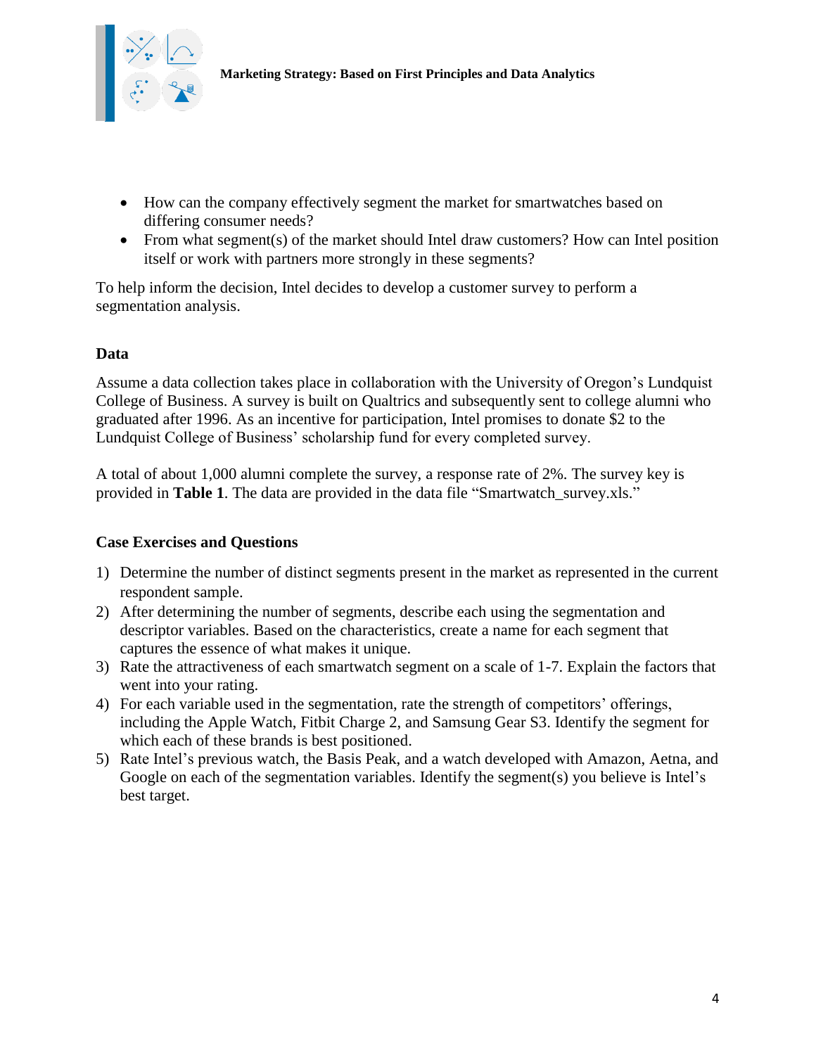- How can the company effectively segment the market for smartwatches based on differing consumer needs?
- From what segment(s) of the market should Intel draw customers? How can Intel position itself or work with partners more strongly in these segments?

To help inform the decision, Intel decides to develop a customer survey to perform a segmentation analysis.

## Data

Assume a data collection takes place in collaboration with the University of Oregon's Lundquist College of Business. A survey is built on Qualtrics and subsequently sent to college alumni who graduated after 1996. As an incentive for participation, Intel promises to donate $2 to the Lundquist College of Business' scholarship fund for every completed survey.

A total of about 1,000 alumni complete the survey, a response rate of 2%. The survey key is provided in **Table 1**. The data are provided in the data file "Smartwatch_survey.xls."

## Case Exercises and Questions

1) Determine the number of distinct segments present in the market as represented in the current respondent sample.
2) After determining the number of segments, describe each using the segmentation and descriptor variables. Based on the characteristics, create a name for each segment that captures the essence of what makes it unique.
3) Rate the attractiveness of each smartwatch segment on a scale of 1-7. Explain the factors that went into your rating.
4) For each variable used in the segmentation, rate the strength of competitors' offerings, including the Apple Watch, Fitbit Charge 2, and Samsung Gear S3. Identify the segment for which each of these brands is best positioned.
5) Rate Intel's previous watch, the Basis Peak, and a watch developed with Amazon, Aetna, and Google on each of the segmentation variables. Identify the segment(s) you believe is Intel's best target.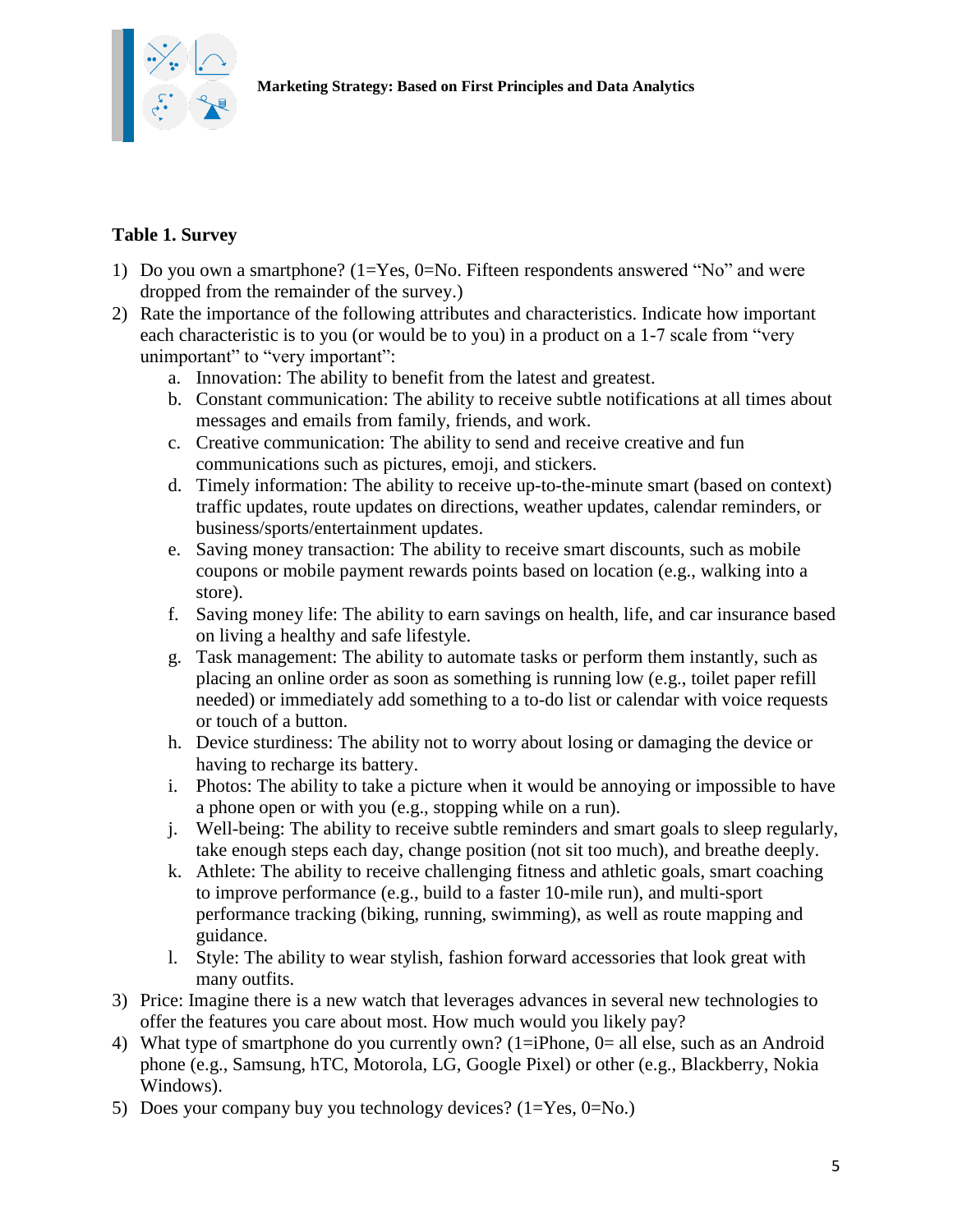**Table 1. Survey**

1) Do you own a smartphone? (1=Yes, 0=No. Fifteen respondents answered "No" and were dropped from the remainder of the survey.)
2) Rate the importance of the following attributes and characteristics. Indicate how important each characteristic is to you (or would be to you) in a product on a 1-7 scale from "very unimportant" to "very important":
   a. Innovation: The ability to benefit from the latest and greatest.
   b. Constant communication: The ability to receive subtle notifications at all times about messages and emails from family, friends, and work.
   c. Creative communication: The ability to send and receive creative and fun communications such as pictures, emoji, and stickers.
   d. Timely information: The ability to receive up-to-the-minute smart (based on context) traffic updates, route updates on directions, weather updates, calendar reminders, or business/sports/entertainment updates.
   e. Saving money transaction: The ability to receive smart discounts, such as mobile coupons or mobile payment rewards points based on location (e.g., walking into a store).
   f. Saving money life: The ability to earn savings on health, life, and car insurance based on living a healthy and safe lifestyle.
   g. Task management: The ability to automate tasks or perform them instantly, such as placing an online order as soon as something is running low (e.g., toilet paper refill needed) or immediately add something to a to-do list or calendar with voice requests or touch of a button.
   h. Device sturdiness: The ability not to worry about losing or damaging the device or having to recharge its battery.
   i. Photos: The ability to take a picture when it would be annoying or impossible to have a phone open or with you (e.g., stopping while on a run).
   j. Well-being: The ability to receive subtle reminders and smart goals to sleep regularly, take enough steps each day, change position (not sit too much), and breathe deeply.
   k. Athlete: The ability to receive challenging fitness and athletic goals, smart coaching to improve performance (e.g., build to a faster 10-mile run), and multi-sport performance tracking (biking, running, swimming), as well as route mapping and guidance.
   l. Style: The ability to wear stylish, fashion forward accessories that look great with many outfits.
3) Price: Imagine there is a new watch that leverages advances in several new technologies to offer the features you care about most. How much would you likely pay?
4) What type of smartphone do you currently own? (1=iPhone, 0= all else, such as an Android phone (e.g., Samsung, hTC, Motorola, LG, Google Pixel) or other (e.g., Blackberry, Nokia Windows).
5) Does your company buy you technology devices? (1=Yes, 0=No.)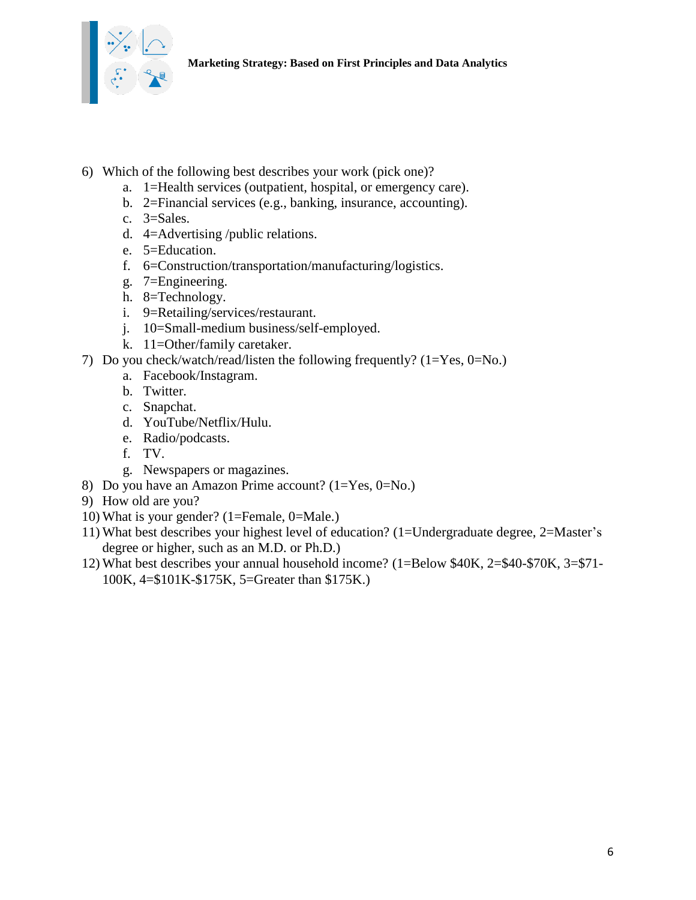6) Which of the following best describes your work (pick one)?
   a. 1=Health services (outpatient, hospital, or emergency care).
   b. 2=Financial services (e.g., banking, insurance, accounting).
   c. 3=Sales.
   d. 4=Advertising /public relations.
   e. 5=Education.
   f. 6=Construction/transportation/manufacturing/logistics.
   g. 7=Engineering.
   h. 8=Technology.
   i. 9=Retailing/services/restaurant.
   j. 10=Small-medium business/self-employed.
   k. 11=Other/family caretaker.
7) Do you check/watch/read/listen the following frequently? (1=Yes, 0=No.)
   a. Facebook/Instagram.
   b. Twitter.
   c. Snapchat.
   d. YouTube/Netflix/Hulu.
   e. Radio/podcasts.
   f. TV.
   g. Newspapers or magazines.
8) Do you have an Amazon Prime account? (1=Yes, 0=No.)
9) How old are you?
10) What is your gender? (1=Female, 0=Male.)
11) What best describes your highest level of education? (1=Undergraduate degree, 2=Master's degree or higher, such as an M.D. or Ph.D.)
12) What best describes your annual household income? (1=Below $40K, 2=$40-$70K, 3=$71-100K, 4=$101K-$175K, 5=Greater than $175K.)